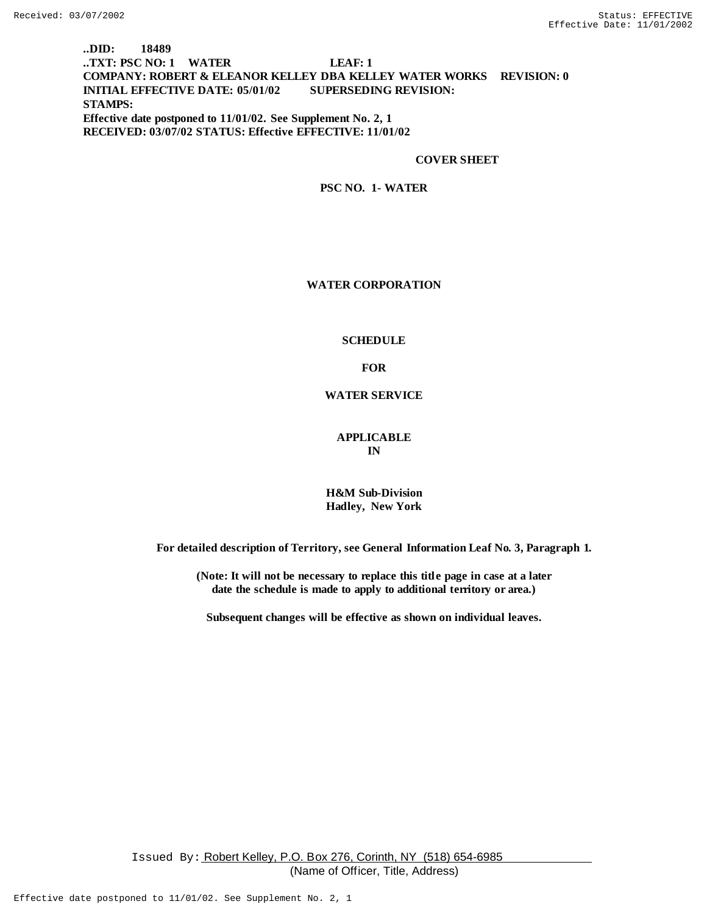**..DID: 18489**
**..TXT: PSC NO: 1 WATER LEAF: 1**
**COMPANY: ROBERT & ELEANOR KELLEY DBA KELLEY WATER WORKS REVISION: 0**
**INITIAL EFFECTIVE DATE: 05/01/02 SUPERSEDING REVISION:**
**STAMPS:**
**Effective date postponed to 11/01/02. See Supplement No. 2, 1**
**RECEIVED: 03/07/02 STATUS: Effective EFFECTIVE: 11/01/02**

**COVER SHEET**

**PSC NO. 1- WATER**

**WATER CORPORATION**

**SCHEDULE**

**FOR**

**WATER SERVICE**

**APPLICABLE**
**IN**

**H&M Sub-Division**
**Hadley, New York**

**For detailed description of Territory, see General Information Leaf No. 3, Paragraph 1.**

**(Note: It will not be necessary to replace this title page in case at a later date the schedule is made to apply to additional territory or area.)**

**Subsequent changes will be effective as shown on individual leaves.**

Issued By: Robert Kelley, P.O. Box 276, Corinth, NY (518) 654-6985
(Name of Officer, Title, Address)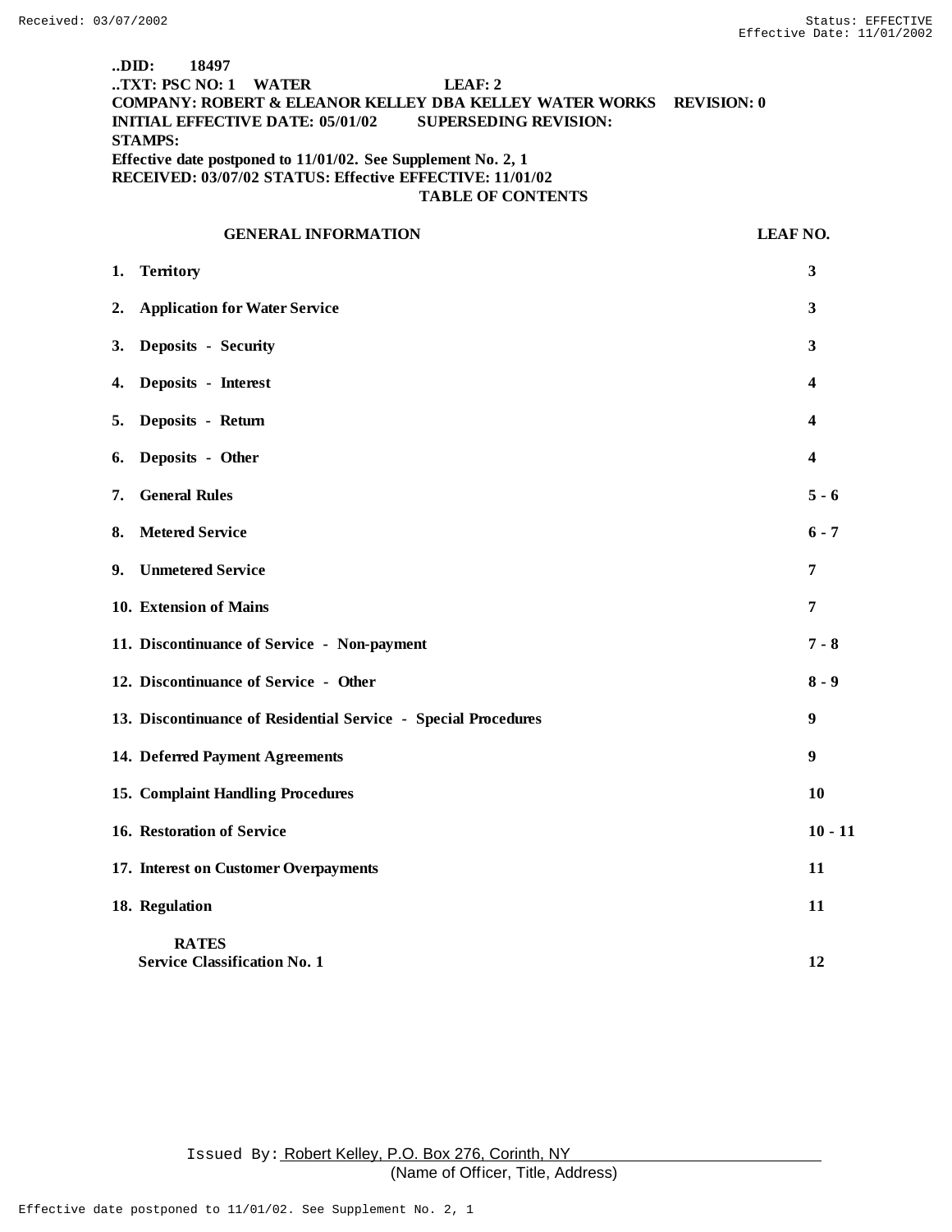**..DID: 18497**
**..TXT: PSC NO: 1 WATER LEAF: 2**
**COMPANY: ROBERT & ELEANOR KELLEY DBA KELLEY WATER WORKS REVISION: 0**
**INITIAL EFFECTIVE DATE: 05/01/02 SUPERSEDING REVISION:**
**STAMPS:**
**Effective date postponed to 11/01/02. See Supplement No. 2, 1**
**RECEIVED: 03/07/02 STATUS: Effective EFFECTIVE: 11/01/02**

## TABLE OF CONTENTS

| GENERAL INFORMATION | LEAF NO. |
|---|---|
| 1. Territory | 3 |
| 2. Application for Water Service | 3 |
| 3. Deposits - Security | 3 |
| 4. Deposits - Interest | 4 |
| 5. Deposits - Return | 4 |
| 6. Deposits - Other | 4 |
| 7. General Rules | 5 - 6 |
| 8. Metered Service | 6 - 7 |
| 9. Unmetered Service | 7 |
| 10. Extension of Mains | 7 |
| 11. Discontinuance of Service - Non-payment | 7 - 8 |
| 12. Discontinuance of Service - Other | 8 - 9 |
| 13. Discontinuance of Residential Service - Special Procedures | 9 |
| 14. Deferred Payment Agreements | 9 |
| 15. Complaint Handling Procedures | 10 |
| 16. Restoration of Service | 10 - 11 |
| 17. Interest on Customer Overpayments | 11 |
| 18. Regulation | 11 |
| **RATES** | |
| Service Classification No. 1 | 12 |

Issued By: Robert Kelley, P.O. Box 276, Corinth, NY
(Name of Officer, Title, Address)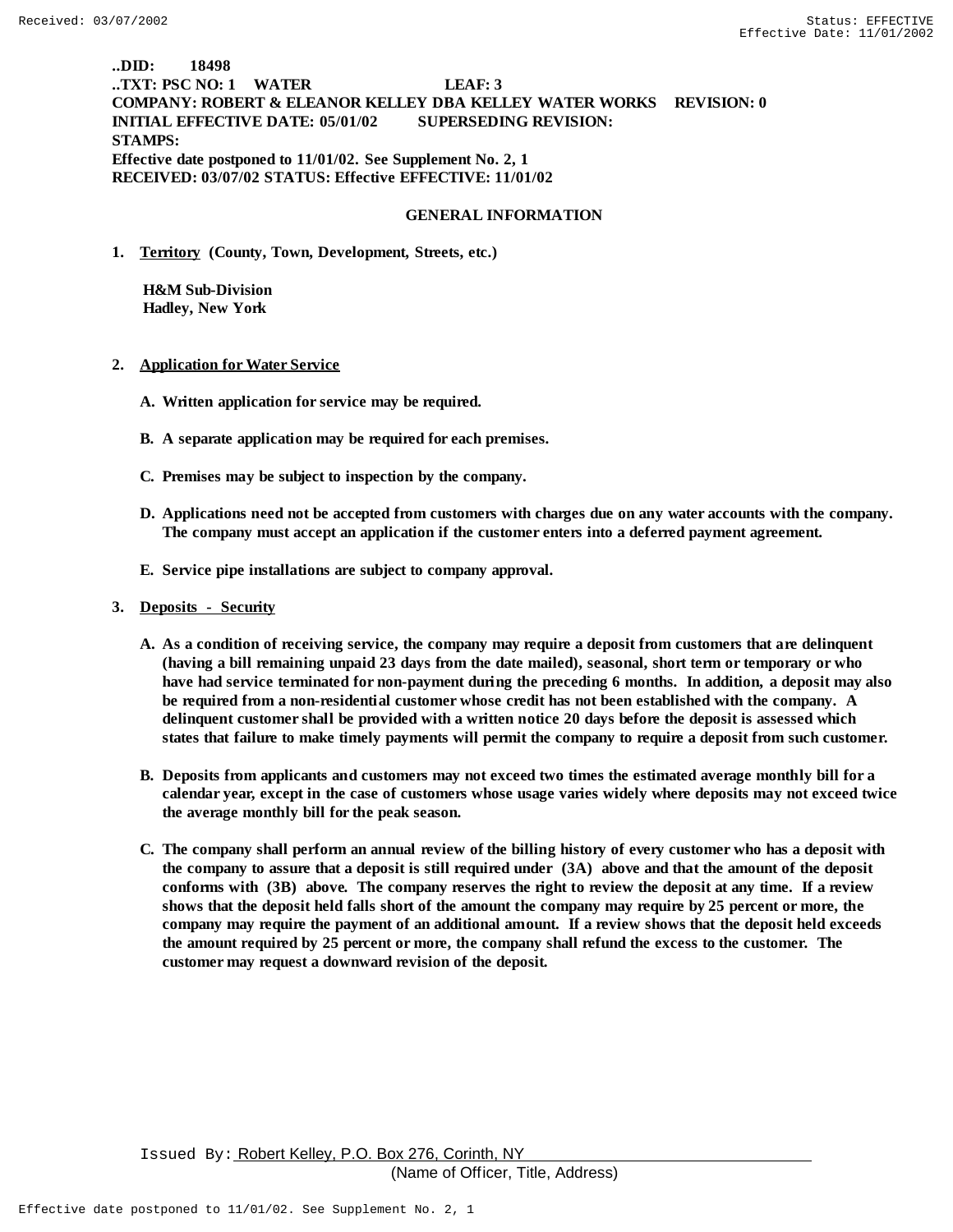**..DID: 18498**
**..TXT: PSC NO: 1 WATER LEAF: 3**
**COMPANY: ROBERT & ELEANOR KELLEY DBA KELLEY WATER WORKS REVISION: 0**
**INITIAL EFFECTIVE DATE: 05/01/02 SUPERSEDING REVISION:**
**STAMPS:**
**Effective date postponed to 11/01/02. See Supplement No. 2, 1**
**RECEIVED: 03/07/02 STATUS: Effective EFFECTIVE: 11/01/02**

## GENERAL INFORMATION

**1. Territory (County, Town, Development, Streets, etc.)**

**H&M Sub-Division**
**Hadley, New York**

**2. Application for Water Service**

**A. Written application for service may be required.**

**B. A separate application may be required for each premises.**

**C. Premises may be subject to inspection by the company.**

**D. Applications need not be accepted from customers with charges due on any water accounts with the company. The company must accept an application if the customer enters into a deferred payment agreement.**

**E. Service pipe installations are subject to company approval.**

**3. Deposits - Security**

**A. As a condition of receiving service, the company may require a deposit from customers that are delinquent (having a bill remaining unpaid 23 days from the date mailed), seasonal, short term or temporary or who have had service terminated for non-payment during the preceding 6 months. In addition, a deposit may also be required from a non-residential customer whose credit has not been established with the company. A delinquent customer shall be provided with a written notice 20 days before the deposit is assessed which states that failure to make timely payments will permit the company to require a deposit from such customer.**

**B. Deposits from applicants and customers may not exceed two times the estimated average monthly bill for a calendar year, except in the case of customers whose usage varies widely where deposits may not exceed twice the average monthly bill for the peak season.**

**C. The company shall perform an annual review of the billing history of every customer who has a deposit with the company to assure that a deposit is still required under (3A) above and that the amount of the deposit conforms with (3B) above. The company reserves the right to review the deposit at any time. If a review shows that the deposit held falls short of the amount the company may require by 25 percent or more, the company may require the payment of an additional amount. If a review shows that the deposit held exceeds the amount required by 25 percent or more, the company shall refund the excess to the customer. The customer may request a downward revision of the deposit.**

Issued By: Robert Kelley, P.O. Box 276, Corinth, NY
(Name of Officer, Title, Address)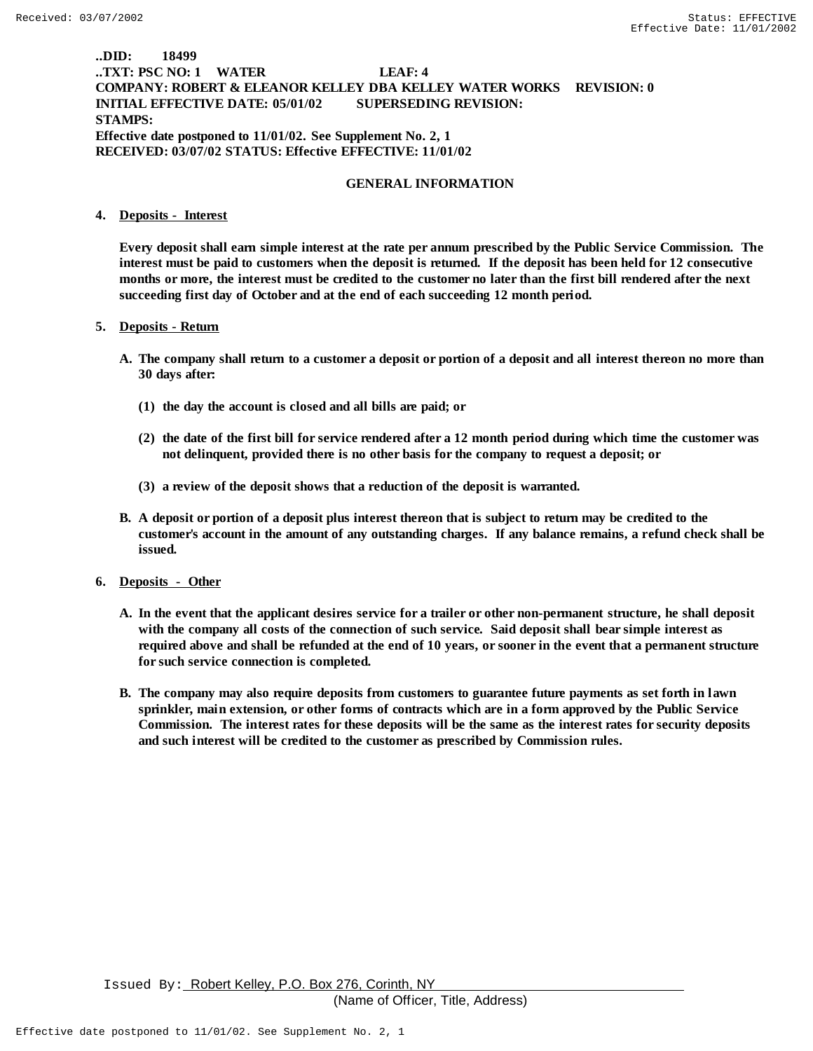**..DID: 18499**
**..TXT: PSC NO: 1 WATER LEAF: 4**
**COMPANY: ROBERT & ELEANOR KELLEY DBA KELLEY WATER WORKS REVISION: 0**
**INITIAL EFFECTIVE DATE: 05/01/02 SUPERSEDING REVISION:**
**STAMPS:**
**Effective date postponed to 11/01/02. See Supplement No. 2, 1**
**RECEIVED: 03/07/02 STATUS: Effective EFFECTIVE: 11/01/02**

## GENERAL INFORMATION

**4. Deposits - Interest**

**Every deposit shall earn simple interest at the rate per annum prescribed by the Public Service Commission. The interest must be paid to customers when the deposit is returned. If the deposit has been held for 12 consecutive months or more, the interest must be credited to the customer no later than the first bill rendered after the next succeeding first day of October and at the end of each succeeding 12 month period.**

**5. Deposits - Return**

**A. The company shall return to a customer a deposit or portion of a deposit and all interest thereon no more than 30 days after:**

**(1) the day the account is closed and all bills are paid; or**

**(2) the date of the first bill for service rendered after a 12 month period during which time the customer was not delinquent, provided there is no other basis for the company to request a deposit; or**

**(3) a review of the deposit shows that a reduction of the deposit is warranted.**

**B. A deposit or portion of a deposit plus interest thereon that is subject to return may be credited to the customer's account in the amount of any outstanding charges. If any balance remains, a refund check shall be issued.**

**6. Deposits - Other**

**A. In the event that the applicant desires service for a trailer or other non-permanent structure, he shall deposit with the company all costs of the connection of such service. Said deposit shall bear simple interest as required above and shall be refunded at the end of 10 years, or sooner in the event that a permanent structure for such service connection is completed.**

**B. The company may also require deposits from customers to guarantee future payments as set forth in lawn sprinkler, main extension, or other forms of contracts which are in a form approved by the Public Service Commission. The interest rates for these deposits will be the same as the interest rates for security deposits and such interest will be credited to the customer as prescribed by Commission rules.**

Issued By: Robert Kelley, P.O. Box 276, Corinth, NY
(Name of Officer, Title, Address)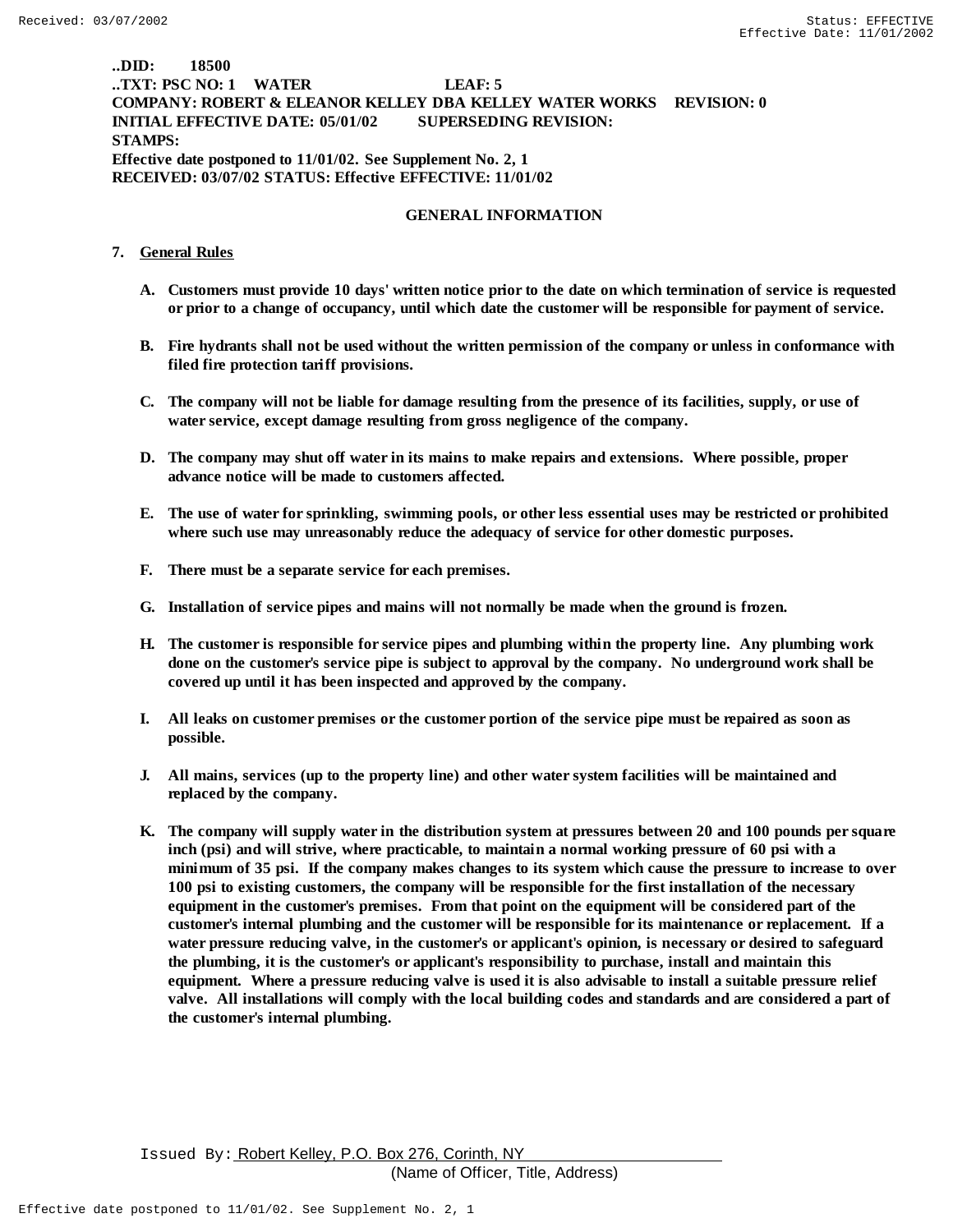**..DID: 18500**
**..TXT: PSC NO: 1 WATER LEAF: 5**
**COMPANY: ROBERT & ELEANOR KELLEY DBA KELLEY WATER WORKS REVISION: 0**
**INITIAL EFFECTIVE DATE: 05/01/02 SUPERSEDING REVISION:**
**STAMPS:**
**Effective date postponed to 11/01/02. See Supplement No. 2, 1**
**RECEIVED: 03/07/02 STATUS: Effective EFFECTIVE: 11/01/02**

## GENERAL INFORMATION

**7. General Rules**

**A. Customers must provide 10 days' written notice prior to the date on which termination of service is requested or prior to a change of occupancy, until which date the customer will be responsible for payment of service.**

**B. Fire hydrants shall not be used without the written permission of the company or unless in conformance with filed fire protection tariff provisions.**

**C. The company will not be liable for damage resulting from the presence of its facilities, supply, or use of water service, except damage resulting from gross negligence of the company.**

**D. The company may shut off water in its mains to make repairs and extensions. Where possible, proper advance notice will be made to customers affected.**

**E. The use of water for sprinkling, swimming pools, or other less essential uses may be restricted or prohibited where such use may unreasonably reduce the adequacy of service for other domestic purposes.**

**F. There must be a separate service for each premises.**

**G. Installation of service pipes and mains will not normally be made when the ground is frozen.**

**H. The customer is responsible for service pipes and plumbing within the property line. Any plumbing work done on the customer's service pipe is subject to approval by the company. No underground work shall be covered up until it has been inspected and approved by the company.**

**I. All leaks on customer premises or the customer portion of the service pipe must be repaired as soon as possible.**

**J. All mains, services (up to the property line) and other water system facilities will be maintained and replaced by the company.**

**K. The company will supply water in the distribution system at pressures between 20 and 100 pounds per square inch (psi) and will strive, where practicable, to maintain a normal working pressure of 60 psi with a minimum of 35 psi. If the company makes changes to its system which cause the pressure to increase to over 100 psi to existing customers, the company will be responsible for the first installation of the necessary equipment in the customer's premises. From that point on the equipment will be considered part of the customer's internal plumbing and the customer will be responsible for its maintenance or replacement. If a water pressure reducing valve, in the customer's or applicant's opinion, is necessary or desired to safeguard the plumbing, it is the customer's or applicant's responsibility to purchase, install and maintain this equipment. Where a pressure reducing valve is used it is also advisable to install a suitable pressure relief valve. All installations will comply with the local building codes and standards and are considered a part of the customer's internal plumbing.**

Issued By: Robert Kelley, P.O. Box 276, Corinth, NY
(Name of Officer, Title, Address)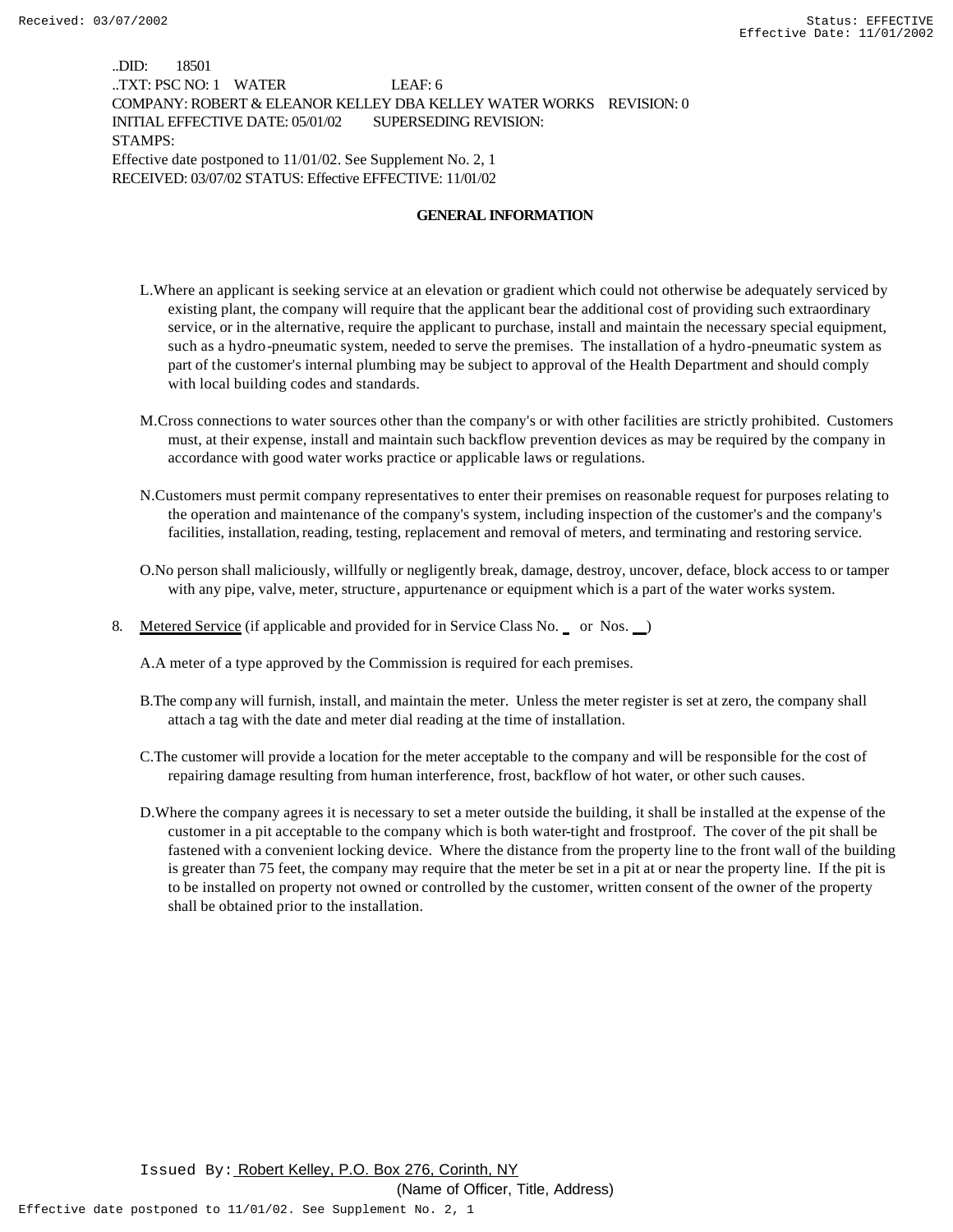..DID: 18501
..TXT: PSC NO: 1 WATER LEAF: 6
COMPANY: ROBERT & ELEANOR KELLEY DBA KELLEY WATER WORKS REVISION: 0
INITIAL EFFECTIVE DATE: 05/01/02 SUPERSEDING REVISION:
STAMPS:
Effective date postponed to 11/01/02. See Supplement No. 2, 1
RECEIVED: 03/07/02 STATUS: Effective EFFECTIVE: 11/01/02

## GENERAL INFORMATION

L. Where an applicant is seeking service at an elevation or gradient which could not otherwise be adequately serviced by existing plant, the company will require that the applicant bear the additional cost of providing such extraordinary service, or in the alternative, require the applicant to purchase, install and maintain the necessary special equipment, such as a hydro-pneumatic system, needed to serve the premises. The installation of a hydro-pneumatic system as part of the customer's internal plumbing may be subject to approval of the Health Department and should comply with local building codes and standards.

M. Cross connections to water sources other than the company's or with other facilities are strictly prohibited. Customers must, at their expense, install and maintain such backflow prevention devices as may be required by the company in accordance with good water works practice or applicable laws or regulations.

N. Customers must permit company representatives to enter their premises on reasonable request for purposes relating to the operation and maintenance of the company's system, including inspection of the customer's and the company's facilities, installation, reading, testing, replacement and removal of meters, and terminating and restoring service.

O. No person shall maliciously, willfully or negligently break, damage, destroy, uncover, deface, block access to or tamper with any pipe, valve, meter, structure, appurtenance or equipment which is a part of the water works system.

8. Metered Service (if applicable and provided for in Service Class No. _ or Nos. __)

A. A meter of a type approved by the Commission is required for each premises.

B. The company will furnish, install, and maintain the meter. Unless the meter register is set at zero, the company shall attach a tag with the date and meter dial reading at the time of installation.

C. The customer will provide a location for the meter acceptable to the company and will be responsible for the cost of repairing damage resulting from human interference, frost, backflow of hot water, or other such causes.

D. Where the company agrees it is necessary to set a meter outside the building, it shall be installed at the expense of the customer in a pit acceptable to the company which is both water-tight and frostproof. The cover of the pit shall be fastened with a convenient locking device. Where the distance from the property line to the front wall of the building is greater than 75 feet, the company may require that the meter be set in a pit at or near the property line. If the pit is to be installed on property not owned or controlled by the customer, written consent of the owner of the property shall be obtained prior to the installation.

Issued By: Robert Kelley, P.O. Box 276, Corinth, NY
(Name of Officer, Title, Address)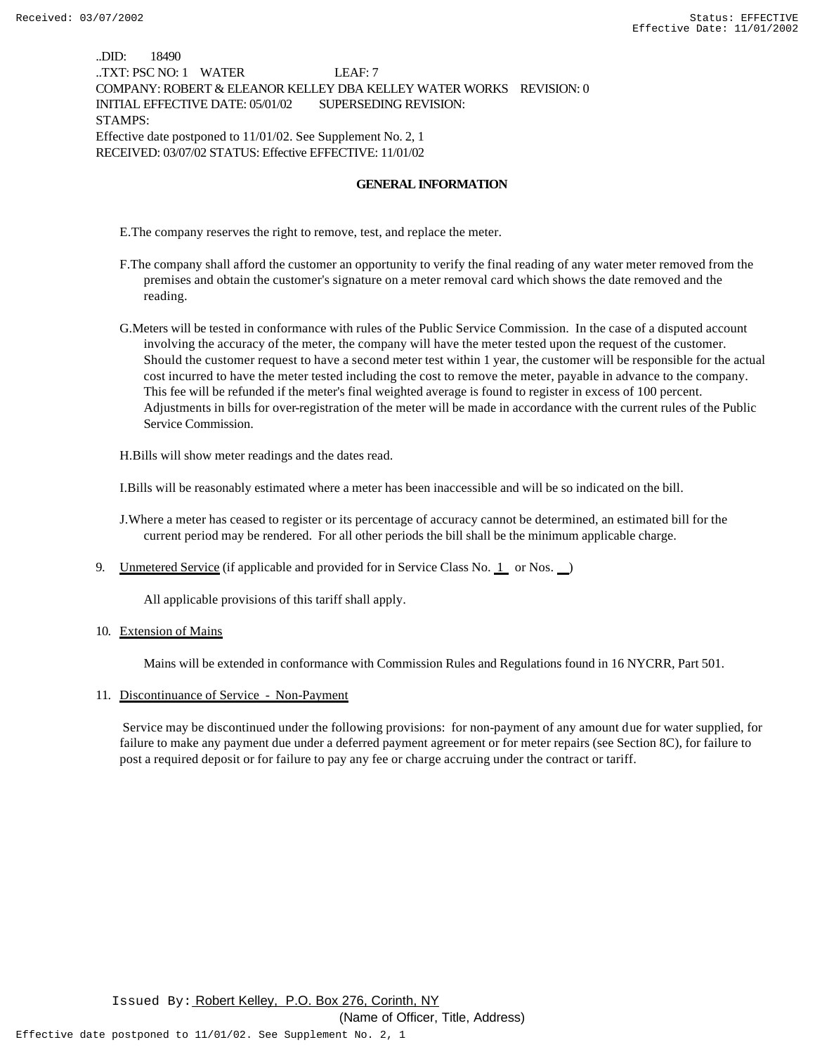..DID: 18490
..TXT: PSC NO: 1 WATER LEAF: 7
COMPANY: ROBERT & ELEANOR KELLEY DBA KELLEY WATER WORKS REVISION: 0
INITIAL EFFECTIVE DATE: 05/01/02 SUPERSEDING REVISION:
STAMPS:
Effective date postponed to 11/01/02. See Supplement No. 2, 1
RECEIVED: 03/07/02 STATUS: Effective EFFECTIVE: 11/01/02

## GENERAL INFORMATION

E. The company reserves the right to remove, test, and replace the meter.

F. The company shall afford the customer an opportunity to verify the final reading of any water meter removed from the premises and obtain the customer's signature on a meter removal card which shows the date removed and the reading.

G. Meters will be tested in conformance with rules of the Public Service Commission. In the case of a disputed account involving the accuracy of the meter, the company will have the meter tested upon the request of the customer. Should the customer request to have a second meter test within 1 year, the customer will be responsible for the actual cost incurred to have the meter tested including the cost to remove the meter, payable in advance to the company. This fee will be refunded if the meter's final weighted average is found to register in excess of 100 percent. Adjustments in bills for over-registration of the meter will be made in accordance with the current rules of the Public Service Commission.

H. Bills will show meter readings and the dates read.

I. Bills will be reasonably estimated where a meter has been inaccessible and will be so indicated on the bill.

J. Where a meter has ceased to register or its percentage of accuracy cannot be determined, an estimated bill for the current period may be rendered. For all other periods the bill shall be the minimum applicable charge.

9. Unmetered Service (if applicable and provided for in Service Class No. 1 or Nos. __)

   All applicable provisions of this tariff shall apply.

10. Extension of Mains

    Mains will be extended in conformance with Commission Rules and Regulations found in 16 NYCRR, Part 501.

11. Discontinuance of Service - Non-Payment

    Service may be discontinued under the following provisions: for non-payment of any amount due for water supplied, for failure to make any payment due under a deferred payment agreement or for meter repairs (see Section 8C), for failure to post a required deposit or for failure to pay any fee or charge accruing under the contract or tariff.

Issued By: Robert Kelley, P.O. Box 276, Corinth, NY
(Name of Officer, Title, Address)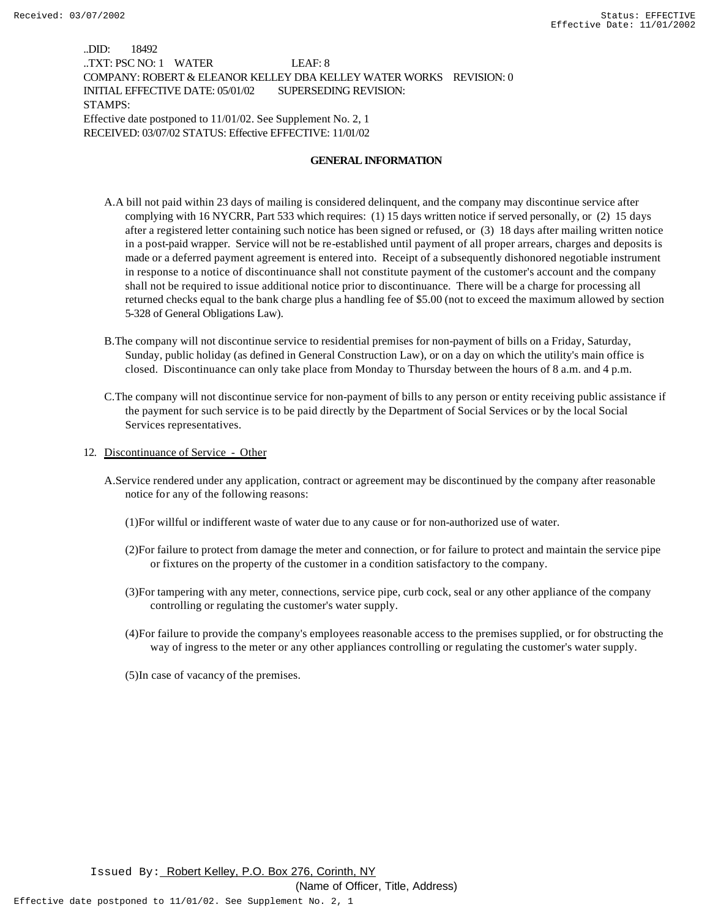..DID: 18492
..TXT: PSC NO: 1 WATER LEAF: 8
COMPANY: ROBERT & ELEANOR KELLEY DBA KELLEY WATER WORKS REVISION: 0
INITIAL EFFECTIVE DATE: 05/01/02 SUPERSEDING REVISION:
STAMPS:
Effective date postponed to 11/01/02. See Supplement No. 2, 1
RECEIVED: 03/07/02 STATUS: Effective EFFECTIVE: 11/01/02

**GENERAL INFORMATION**

A. A bill not paid within 23 days of mailing is considered delinquent, and the company may discontinue service after complying with 16 NYCRR, Part 533 which requires: (1) 15 days written notice if served personally, or (2) 15 days after a registered letter containing such notice has been signed or refused, or (3) 18 days after mailing written notice in a post-paid wrapper. Service will not be re-established until payment of all proper arrears, charges and deposits is made or a deferred payment agreement is entered into. Receipt of a subsequently dishonored negotiable instrument in response to a notice of discontinuance shall not constitute payment of the customer's account and the company shall not be required to issue additional notice prior to discontinuance. There will be a charge for processing all returned checks equal to the bank charge plus a handling fee of $5.00 (not to exceed the maximum allowed by section 5-328 of General Obligations Law).

B. The company will not discontinue service to residential premises for non-payment of bills on a Friday, Saturday, Sunday, public holiday (as defined in General Construction Law), or on a day on which the utility's main office is closed. Discontinuance can only take place from Monday to Thursday between the hours of 8 a.m. and 4 p.m.

C. The company will not discontinue service for non-payment of bills to any person or entity receiving public assistance if the payment for such service is to be paid directly by the Department of Social Services or by the local Social Services representatives.

12. Discontinuance of Service - Other

A. Service rendered under any application, contract or agreement may be discontinued by the company after reasonable notice for any of the following reasons:

(1) For willful or indifferent waste of water due to any cause or for non-authorized use of water.

(2) For failure to protect from damage the meter and connection, or for failure to protect and maintain the service pipe or fixtures on the property of the customer in a condition satisfactory to the company.

(3) For tampering with any meter, connections, service pipe, curb cock, seal or any other appliance of the company controlling or regulating the customer's water supply.

(4) For failure to provide the company's employees reasonable access to the premises supplied, or for obstructing the way of ingress to the meter or any other appliances controlling or regulating the customer's water supply.

(5) In case of vacancy of the premises.

Issued By: Robert Kelley, P.O. Box 276, Corinth, NY
(Name of Officer, Title, Address)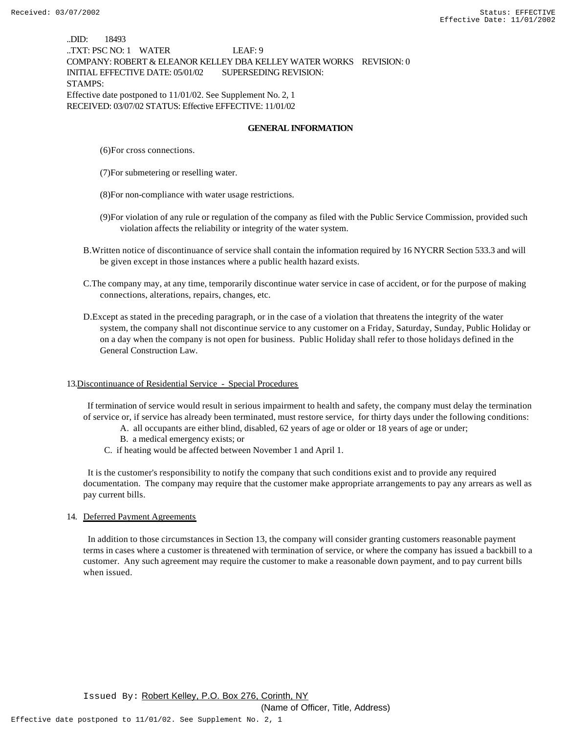..DID: 18493
..TXT: PSC NO: 1 WATER LEAF: 9
COMPANY: ROBERT & ELEANOR KELLEY DBA KELLEY WATER WORKS REVISION: 0
INITIAL EFFECTIVE DATE: 05/01/02 SUPERSEDING REVISION:
STAMPS:
Effective date postponed to 11/01/02. See Supplement No. 2, 1
RECEIVED: 03/07/02 STATUS: Effective EFFECTIVE: 11/01/02

## GENERAL INFORMATION

(6) For cross connections.

(7) For submetering or reselling water.

(8) For non-compliance with water usage restrictions.

(9) For violation of any rule or regulation of the company as filed with the Public Service Commission, provided such violation affects the reliability or integrity of the water system.

B. Written notice of discontinuance of service shall contain the information required by 16 NYCRR Section 533.3 and will be given except in those instances where a public health hazard exists.

C. The company may, at any time, temporarily discontinue water service in case of accident, or for the purpose of making connections, alterations, repairs, changes, etc.

D. Except as stated in the preceding paragraph, or in the case of a violation that threatens the integrity of the water system, the company shall not discontinue service to any customer on a Friday, Saturday, Sunday, Public Holiday or on a day when the company is not open for business. Public Holiday shall refer to those holidays defined in the General Construction Law.

13. Discontinuance of Residential Service - Special Procedures

If termination of service would result in serious impairment to health and safety, the company must delay the termination of service or, if service has already been terminated, must restore service, for thirty days under the following conditions:

A. all occupants are either blind, disabled, 62 years of age or older or 18 years of age or under;
B. a medical emergency exists; or
C. if heating would be affected between November 1 and April 1.

It is the customer's responsibility to notify the company that such conditions exist and to provide any required documentation. The company may require that the customer make appropriate arrangements to pay any arrears as well as pay current bills.

14. Deferred Payment Agreements

In addition to those circumstances in Section 13, the company will consider granting customers reasonable payment terms in cases where a customer is threatened with termination of service, or where the company has issued a backbill to a customer. Any such agreement may require the customer to make a reasonable down payment, and to pay current bills when issued.

Issued By: Robert Kelley, P.O. Box 276, Corinth, NY
(Name of Officer, Title, Address)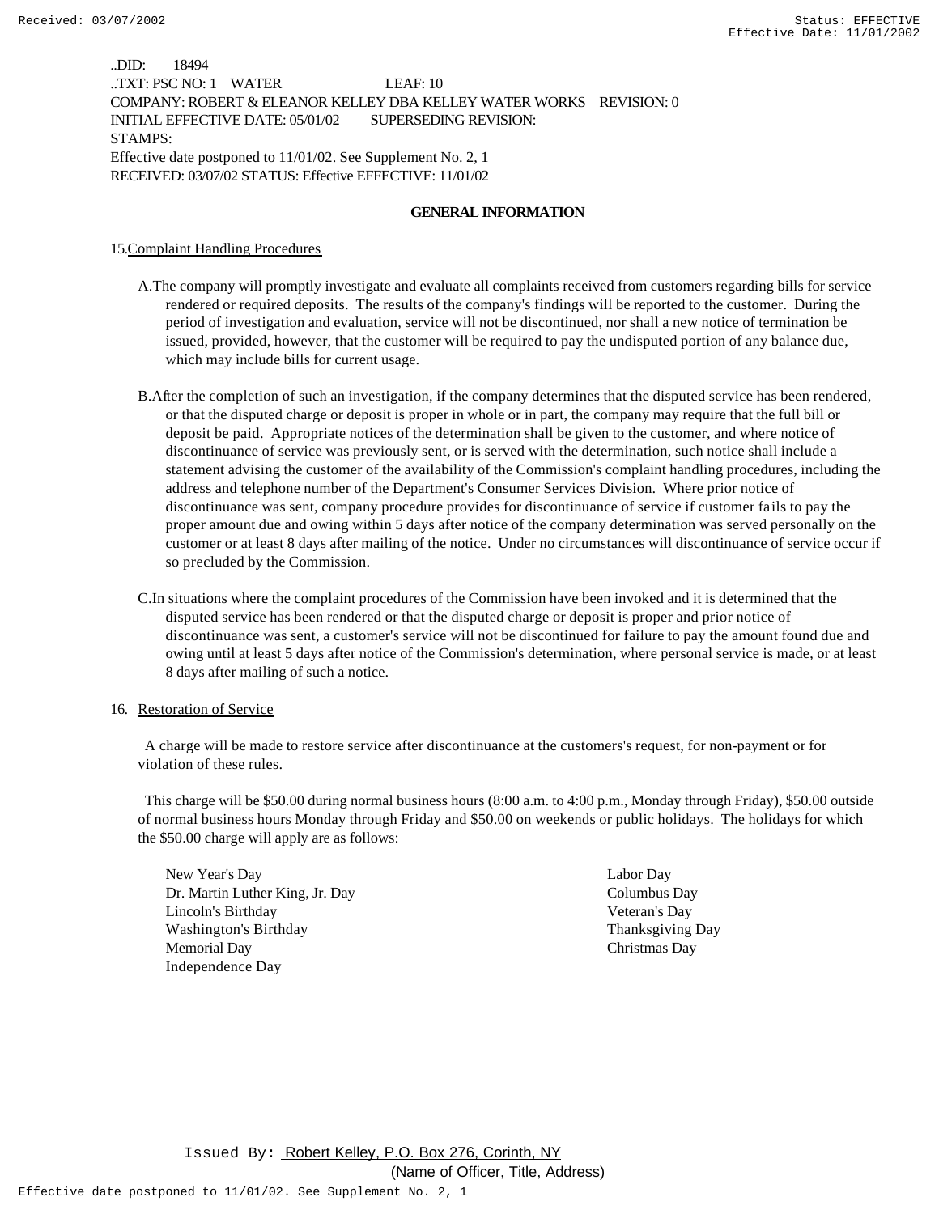..DID: 18494
..TXT: PSC NO: 1 WATER LEAF: 10
COMPANY: ROBERT & ELEANOR KELLEY DBA KELLEY WATER WORKS REVISION: 0
INITIAL EFFECTIVE DATE: 05/01/02 SUPERSEDING REVISION:
STAMPS:
Effective date postponed to 11/01/02. See Supplement No. 2, 1
RECEIVED: 03/07/02 STATUS: Effective EFFECTIVE: 11/01/02

## GENERAL INFORMATION

15. Complaint Handling Procedures

A. The company will promptly investigate and evaluate all complaints received from customers regarding bills for service rendered or required deposits. The results of the company's findings will be reported to the customer. During the period of investigation and evaluation, service will not be discontinued, nor shall a new notice of termination be issued, provided, however, that the customer will be required to pay the undisputed portion of any balance due, which may include bills for current usage.

B. After the completion of such an investigation, if the company determines that the disputed service has been rendered, or that the disputed charge or deposit is proper in whole or in part, the company may require that the full bill or deposit be paid. Appropriate notices of the determination shall be given to the customer, and where notice of discontinuance of service was previously sent, or is served with the determination, such notice shall include a statement advising the customer of the availability of the Commission's complaint handling procedures, including the address and telephone number of the Department's Consumer Services Division. Where prior notice of discontinuance was sent, company procedure provides for discontinuance of service if customer fails to pay the proper amount due and owing within 5 days after notice of the company determination was served personally on the customer or at least 8 days after mailing of the notice. Under no circumstances will discontinuance of service occur if so precluded by the Commission.

C. In situations where the complaint procedures of the Commission have been invoked and it is determined that the disputed service has been rendered or that the disputed charge or deposit is proper and prior notice of discontinuance was sent, a customer's service will not be discontinued for failure to pay the amount found due and owing until at least 5 days after notice of the Commission's determination, where personal service is made, or at least 8 days after mailing of such a notice.

16. Restoration of Service

A charge will be made to restore service after discontinuance at the customers's request, for non-payment or for violation of these rules.

This charge will be $50.00 during normal business hours (8:00 a.m. to 4:00 p.m., Monday through Friday), $50.00 outside of normal business hours Monday through Friday and $50.00 on weekends or public holidays. The holidays for which the $50.00 charge will apply are as follows:

New Year's Day
Dr. Martin Luther King, Jr. Day
Lincoln's Birthday
Washington's Birthday
Memorial Day
Independence Day
Labor Day
Columbus Day
Veteran's Day
Thanksgiving Day
Christmas Day

Issued By: Robert Kelley, P.O. Box 276, Corinth, NY
(Name of Officer, Title, Address)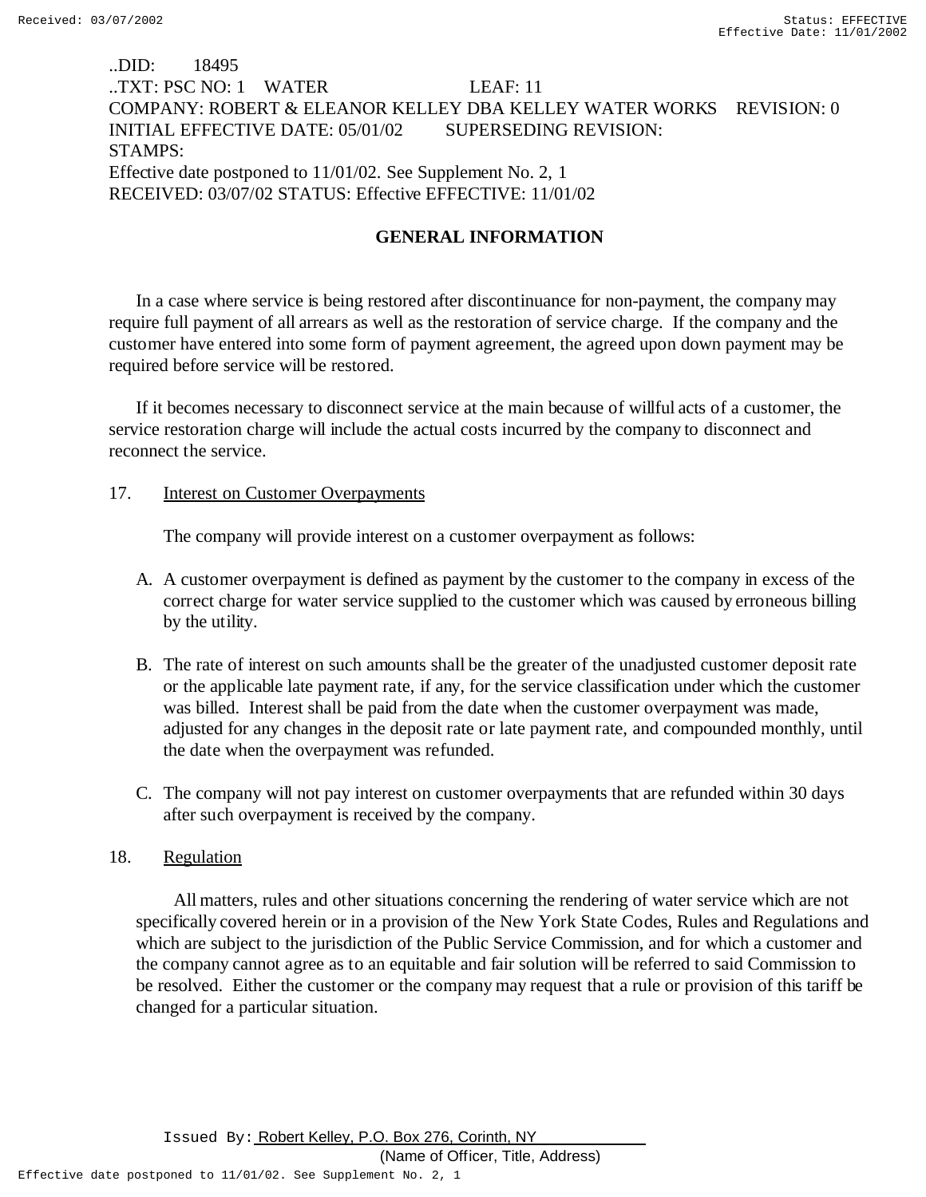..DID: 18495
..TXT: PSC NO: 1 WATER LEAF: 11
COMPANY: ROBERT & ELEANOR KELLEY DBA KELLEY WATER WORKS REVISION: 0
INITIAL EFFECTIVE DATE: 05/01/02 SUPERSEDING REVISION:
STAMPS:
Effective date postponed to 11/01/02. See Supplement No. 2, 1
RECEIVED: 03/07/02 STATUS: Effective EFFECTIVE: 11/01/02

## GENERAL INFORMATION

In a case where service is being restored after discontinuance for non-payment, the company may require full payment of all arrears as well as the restoration of service charge. If the company and the customer have entered into some form of payment agreement, the agreed upon down payment may be required before service will be restored.

If it becomes necessary to disconnect service at the main because of willful acts of a customer, the service restoration charge will include the actual costs incurred by the company to disconnect and reconnect the service.

17. Interest on Customer Overpayments

The company will provide interest on a customer overpayment as follows:

A. A customer overpayment is defined as payment by the customer to the company in excess of the correct charge for water service supplied to the customer which was caused by erroneous billing by the utility.

B. The rate of interest on such amounts shall be the greater of the unadjusted customer deposit rate or the applicable late payment rate, if any, for the service classification under which the customer was billed. Interest shall be paid from the date when the customer overpayment was made, adjusted for any changes in the deposit rate or late payment rate, and compounded monthly, until the date when the overpayment was refunded.

C. The company will not pay interest on customer overpayments that are refunded within 30 days after such overpayment is received by the company.

18. Regulation

All matters, rules and other situations concerning the rendering of water service which are not specifically covered herein or in a provision of the New York State Codes, Rules and Regulations and which are subject to the jurisdiction of the Public Service Commission, and for which a customer and the company cannot agree as to an equitable and fair solution will be referred to said Commission to be resolved. Either the customer or the company may request that a rule or provision of this tariff be changed for a particular situation.

Issued By: Robert Kelley, P.O. Box 276, Corinth, NY
(Name of Officer, Title, Address)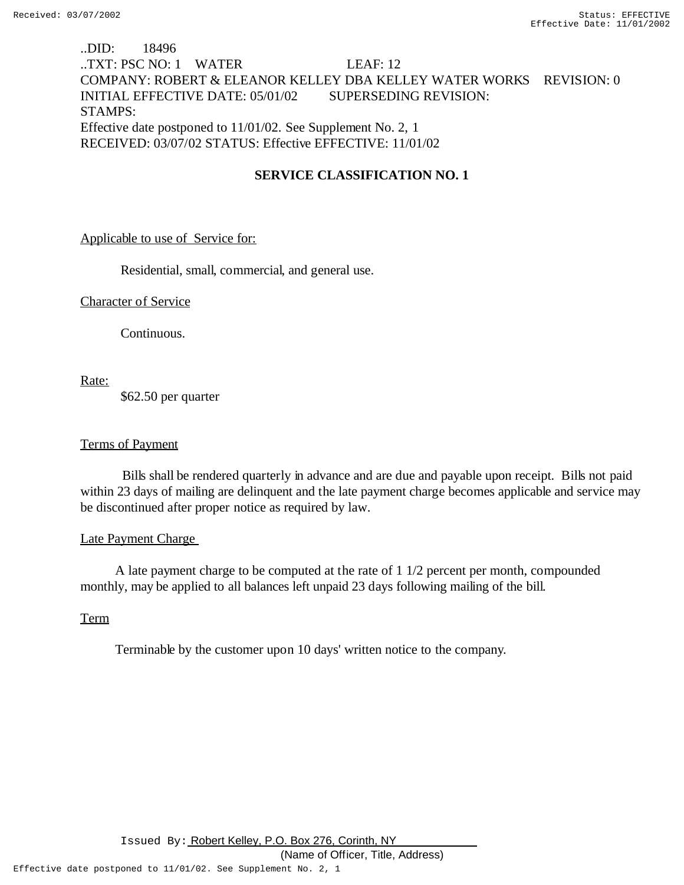..DID: 18496
..TXT: PSC NO: 1 WATER LEAF: 12
COMPANY: ROBERT & ELEANOR KELLEY DBA KELLEY WATER WORKS REVISION: 0
INITIAL EFFECTIVE DATE: 05/01/02 SUPERSEDING REVISION:
STAMPS:
Effective date postponed to 11/01/02. See Supplement No. 2, 1
RECEIVED: 03/07/02 STATUS: Effective EFFECTIVE: 11/01/02

## SERVICE CLASSIFICATION NO. 1

Applicable to use of Service for:

Residential, small, commercial, and general use.

Character of Service

Continuous.

Rate:

$62.50 per quarter

Terms of Payment

Bills shall be rendered quarterly in advance and are due and payable upon receipt. Bills not paid within 23 days of mailing are delinquent and the late payment charge becomes applicable and service may be discontinued after proper notice as required by law.

Late Payment Charge

A late payment charge to be computed at the rate of 1 1/2 percent per month, compounded monthly, may be applied to all balances left unpaid 23 days following mailing of the bill.

Term

Terminable by the customer upon 10 days' written notice to the company.

Issued By: Robert Kelley, P.O. Box 276, Corinth, NY
(Name of Officer, Title, Address)